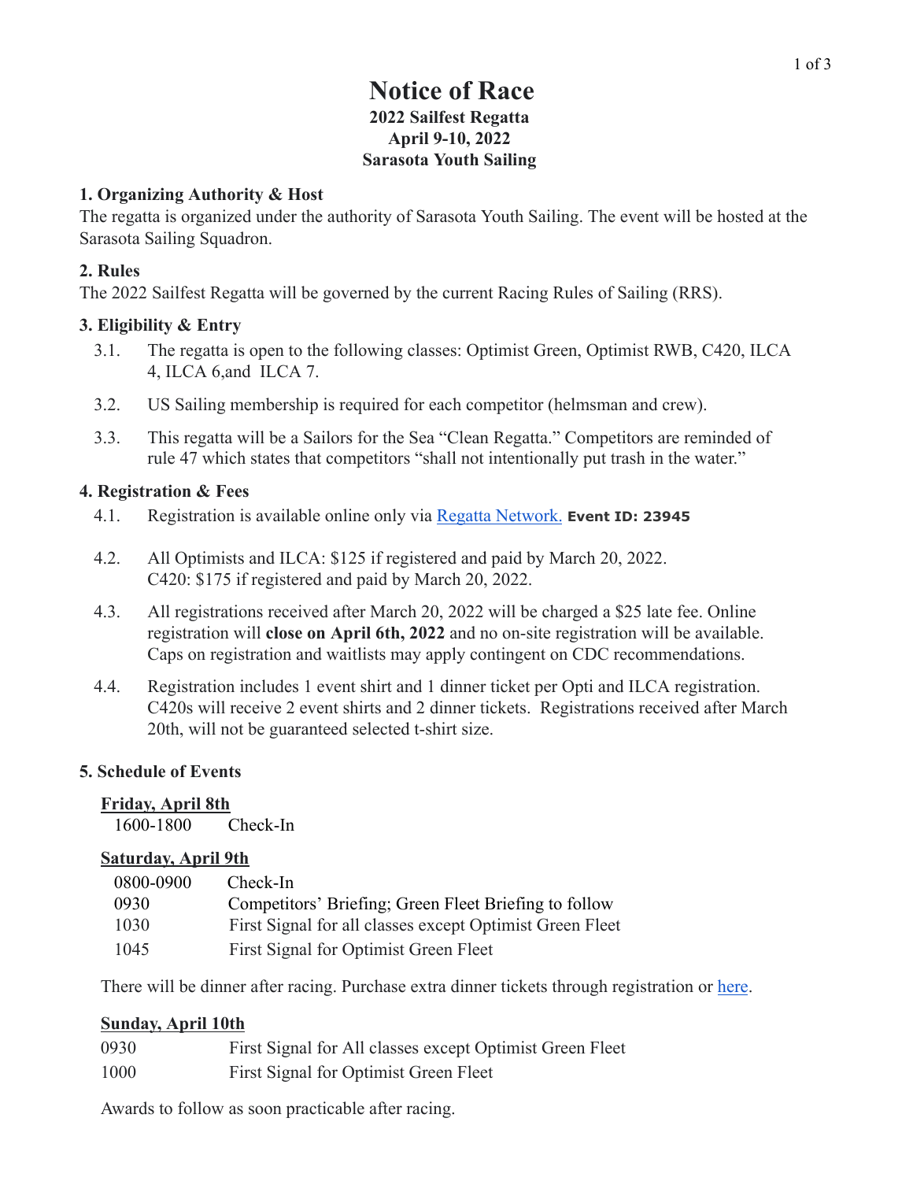# Notice of Race

**2022 Sailfest Regatta**
**April 9-10, 2022**
**Sarasota Youth Sailing**

## 1. Organizing Authority & Host

The regatta is organized under the authority of Sarasota Youth Sailing. The event will be hosted at the Sarasota Sailing Squadron.

## 2. Rules

The 2022 Sailfest Regatta will be governed by the current Racing Rules of Sailing (RRS).

## 3. Eligibility & Entry

3.1. The regatta is open to the following classes: Optimist Green, Optimist RWB, C420, ILCA 4, ILCA 6,and ILCA 7.

3.2. US Sailing membership is required for each competitor (helmsman and crew).

3.3. This regatta will be a Sailors for the Sea "Clean Regatta." Competitors are reminded of rule 47 which states that competitors "shall not intentionally put trash in the water."

## 4. Registration & Fees

4.1. Registration is available online only via Regatta Network. **Event ID: 23945**

4.2. All Optimists and ILCA: $125 if registered and paid by March 20, 2022.
C420: $175 if registered and paid by March 20, 2022.

4.3. All registrations received after March 20, 2022 will be charged a $25 late fee. Online registration will **close on April 6th, 2022** and no on-site registration will be available. Caps on registration and waitlists may apply contingent on CDC recommendations.

4.4. Registration includes 1 event shirt and 1 dinner ticket per Opti and ILCA registration. C420s will receive 2 event shirts and 2 dinner tickets. Registrations received after March 20th, will not be guaranteed selected t-shirt size.

## 5. Schedule of Events

**Friday, April 8th**

| | |
|---|---|
| 1600-1800 | Check-In |

**Saturday, April 9th**

| | |
|---|---|
| 0800-0900 | Check-In |
| 0930 | Competitors' Briefing; Green Fleet Briefing to follow |
| 1030 | First Signal for all classes except Optimist Green Fleet |
| 1045 | First Signal for Optimist Green Fleet |

There will be dinner after racing. Purchase extra dinner tickets through registration or here.

**Sunday, April 10th**

| | |
|---|---|
| 0930 | First Signal for All classes except Optimist Green Fleet |
| 1000 | First Signal for Optimist Green Fleet |

Awards to follow as soon practicable after racing.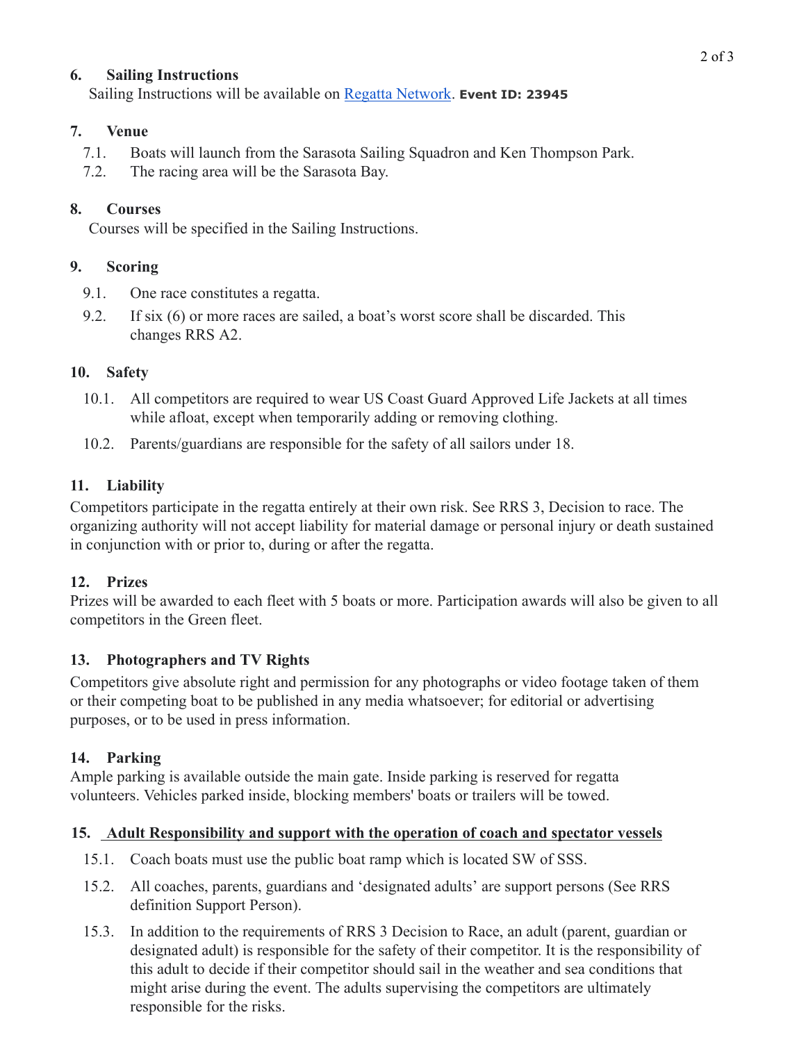## 6. Sailing Instructions

Sailing Instructions will be available on Regatta Network. **Event ID: 23945**

## 7. Venue

7.1. Boats will launch from the Sarasota Sailing Squadron and Ken Thompson Park.

7.2. The racing area will be the Sarasota Bay.

## 8. Courses

Courses will be specified in the Sailing Instructions.

## 9. Scoring

9.1. One race constitutes a regatta.

9.2. If six (6) or more races are sailed, a boat's worst score shall be discarded. This changes RRS A2.

## 10. Safety

10.1. All competitors are required to wear US Coast Guard Approved Life Jackets at all times while afloat, except when temporarily adding or removing clothing.

10.2. Parents/guardians are responsible for the safety of all sailors under 18.

## 11. Liability

Competitors participate in the regatta entirely at their own risk. See RRS 3, Decision to race. The organizing authority will not accept liability for material damage or personal injury or death sustained in conjunction with or prior to, during or after the regatta.

## 12. Prizes

Prizes will be awarded to each fleet with 5 boats or more. Participation awards will also be given to all competitors in the Green fleet.

## 13. Photographers and TV Rights

Competitors give absolute right and permission for any photographs or video footage taken of them or their competing boat to be published in any media whatsoever; for editorial or advertising purposes, or to be used in press information.

## 14. Parking

Ample parking is available outside the main gate. Inside parking is reserved for regatta volunteers. Vehicles parked inside, blocking members' boats or trailers will be towed.

## 15. Adult Responsibility and support with the operation of coach and spectator vessels

15.1. Coach boats must use the public boat ramp which is located SW of SSS.

15.2. All coaches, parents, guardians and 'designated adults' are support persons (See RRS definition Support Person).

15.3. In addition to the requirements of RRS 3 Decision to Race, an adult (parent, guardian or designated adult) is responsible for the safety of their competitor. It is the responsibility of this adult to decide if their competitor should sail in the weather and sea conditions that might arise during the event. The adults supervising the competitors are ultimately responsible for the risks.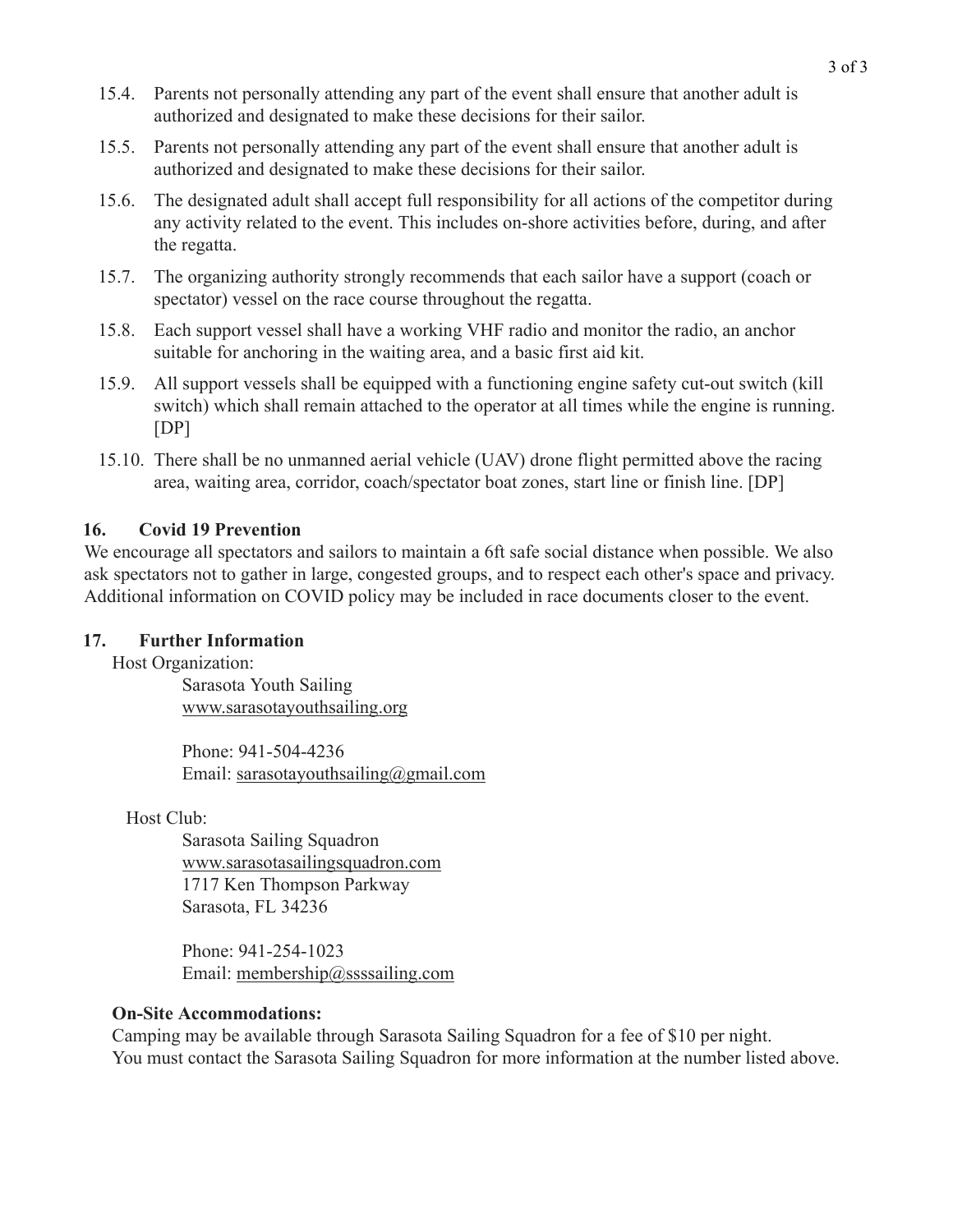15.4. Parents not personally attending any part of the event shall ensure that another adult is authorized and designated to make these decisions for their sailor.

15.5. Parents not personally attending any part of the event shall ensure that another adult is authorized and designated to make these decisions for their sailor.

15.6. The designated adult shall accept full responsibility for all actions of the competitor during any activity related to the event. This includes on-shore activities before, during, and after the regatta.

15.7. The organizing authority strongly recommends that each sailor have a support (coach or spectator) vessel on the race course throughout the regatta.

15.8. Each support vessel shall have a working VHF radio and monitor the radio, an anchor suitable for anchoring in the waiting area, and a basic first aid kit.

15.9. All support vessels shall be equipped with a functioning engine safety cut-out switch (kill switch) which shall remain attached to the operator at all times while the engine is running. [DP]

15.10. There shall be no unmanned aerial vehicle (UAV) drone flight permitted above the racing area, waiting area, corridor, coach/spectator boat zones, start line or finish line. [DP]

## 16. Covid 19 Prevention

We encourage all spectators and sailors to maintain a 6ft safe social distance when possible. We also ask spectators not to gather in large, congested groups, and to respect each other's space and privacy. Additional information on COVID policy may be included in race documents closer to the event.

## 17. Further Information

Host Organization:

Sarasota Youth Sailing
www.sarasotayouthsailing.org

Phone: 941-504-4236
Email: sarasotayouthsailing@gmail.com

Host Club:

Sarasota Sailing Squadron
www.sarasotasailingsquadron.com
1717 Ken Thompson Parkway
Sarasota, FL 34236

Phone: 941-254-1023
Email: membership@ssssailing.com

**On-Site Accommodations:**

Camping may be available through Sarasota Sailing Squadron for a fee of $10 per night.
You must contact the Sarasota Sailing Squadron for more information at the number listed above.